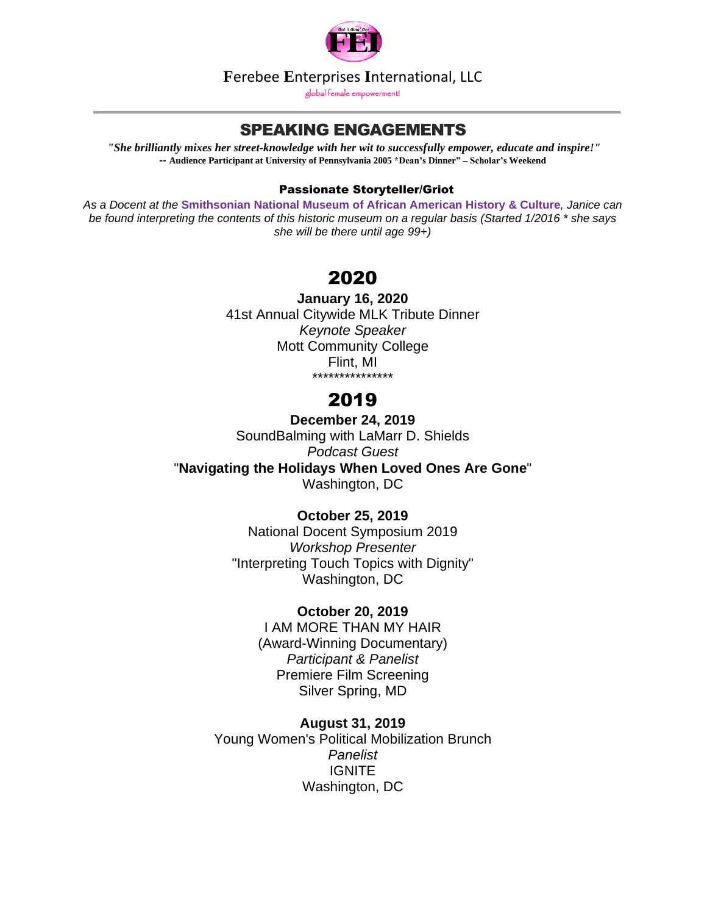**F**erebee **E**nterprises **I**nternational, LLC

global female empowerment!

# SPEAKING ENGAGEMENTS

***"She brilliantly mixes her street-knowledge with her wit to successfully empower, educate and inspire!"***
**-- Audience Participant at University of Pennsylvania 2005 *Dean's Dinner" – Scholar's Weekend**

### Passionate Storyteller/Griot

*As a Docent at the* **Smithsonian National Museum of African American History & Culture***, Janice can be found interpreting the contents of this historic museum on a regular basis (Started 1/2016 * she says she will be there until age 99+)*

## 2020

**January 16, 2020**
41st Annual Citywide MLK Tribute Dinner
*Keynote Speaker*
Mott Community College
Flint, MI
***************

## 2019

**December 24, 2019**
SoundBalming with LaMarr D. Shields
*Podcast Guest*
"**Navigating the Holidays When Loved Ones Are Gone**"
Washington, DC

**October 25, 2019**
National Docent Symposium 2019
*Workshop Presenter*
"Interpreting Touch Topics with Dignity"
Washington, DC

**October 20, 2019**
I AM MORE THAN MY HAIR
(Award-Winning Documentary)
*Participant & Panelist*
Premiere Film Screening
Silver Spring, MD

**August 31, 2019**
Young Women's Political Mobilization Brunch
*Panelist*
IGNITE
Washington, DC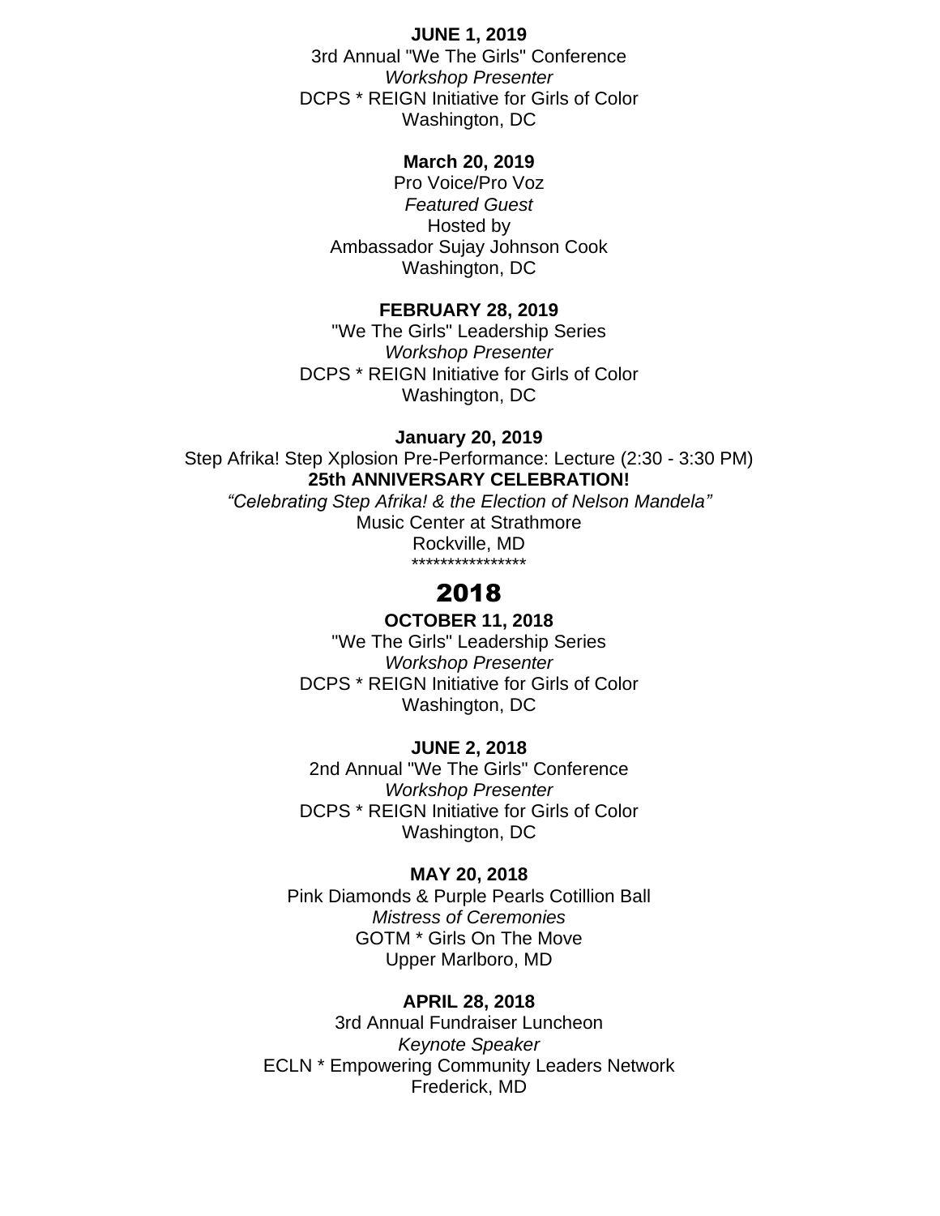**JUNE 1, 2019**
3rd Annual "We The Girls" Conference
*Workshop Presenter*
DCPS * REIGN Initiative for Girls of Color
Washington, DC

**March 20, 2019**
Pro Voice/Pro Voz
*Featured Guest*
Hosted by
Ambassador Sujay Johnson Cook
Washington, DC

**FEBRUARY 28, 2019**
"We The Girls" Leadership Series
*Workshop Presenter*
DCPS * REIGN Initiative for Girls of Color
Washington, DC

**January 20, 2019**
Step Afrika! Step Xplosion Pre-Performance: Lecture (2:30 - 3:30 PM)
**25th ANNIVERSARY CELEBRATION!**
*"Celebrating Step Afrika! & the Election of Nelson Mandela"*
Music Center at Strathmore
Rockville, MD
****************

## 2018

**OCTOBER 11, 2018**
"We The Girls" Leadership Series
*Workshop Presenter*
DCPS * REIGN Initiative for Girls of Color
Washington, DC

**JUNE 2, 2018**
2nd Annual "We The Girls" Conference
*Workshop Presenter*
DCPS * REIGN Initiative for Girls of Color
Washington, DC

**MAY 20, 2018**
Pink Diamonds & Purple Pearls Cotillion Ball
*Mistress of Ceremonies*
GOTM * Girls On The Move
Upper Marlboro, MD

**APRIL 28, 2018**
3rd Annual Fundraiser Luncheon
*Keynote Speaker*
ECLN * Empowering Community Leaders Network
Frederick, MD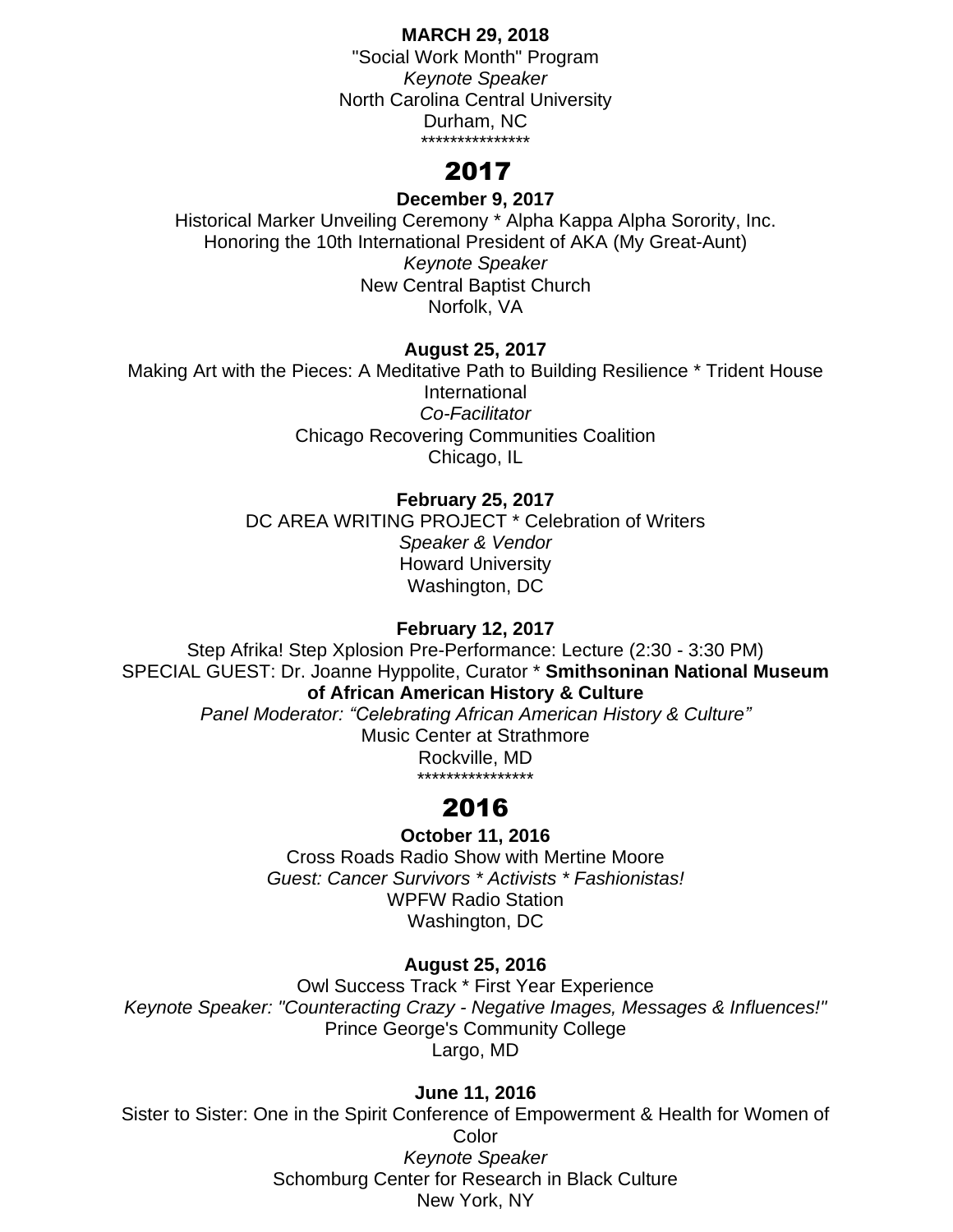**MARCH 29, 2018**

"Social Work Month" Program

*Keynote Speaker*

North Carolina Central University

Durham, NC

\***************

## 2017

**December 9, 2017**

Historical Marker Unveiling Ceremony * Alpha Kappa Alpha Sorority, Inc.

Honoring the 10th International President of AKA (My Great-Aunt)

*Keynote Speaker*

New Central Baptist Church

Norfolk, VA

**August 25, 2017**

Making Art with the Pieces: A Meditative Path to Building Resilience * Trident House International

*Co-Facilitator*

Chicago Recovering Communities Coalition

Chicago, IL

**February 25, 2017**

DC AREA WRITING PROJECT * Celebration of Writers

*Speaker & Vendor*

Howard University

Washington, DC

**February 12, 2017**

Step Afrika! Step Xplosion Pre-Performance: Lecture (2:30 - 3:30 PM)

SPECIAL GUEST: Dr. Joanne Hyppolite, Curator * **Smithsoninan National Museum of African American History & Culture**

*Panel Moderator: "Celebrating African American History & Culture"*

Music Center at Strathmore

Rockville, MD

\****************

## 2016

**October 11, 2016**

Cross Roads Radio Show with Mertine Moore

*Guest: Cancer Survivors * Activists * Fashionistas!*

WPFW Radio Station

Washington, DC

**August 25, 2016**

Owl Success Track * First Year Experience

*Keynote Speaker: "Counteracting Crazy - Negative Images, Messages & Influences!"*

Prince George's Community College

Largo, MD

**June 11, 2016**

Sister to Sister: One in the Spirit Conference of Empowerment & Health for Women of Color

*Keynote Speaker*

Schomburg Center for Research in Black Culture

New York, NY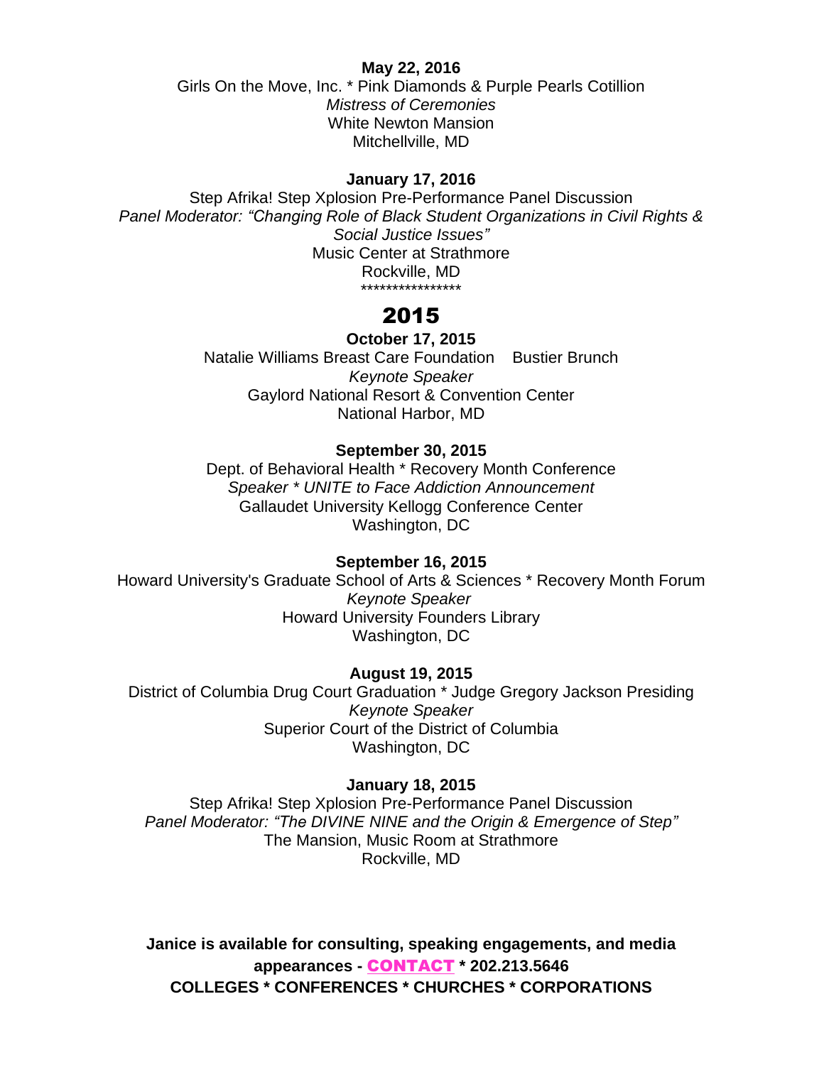**May 22, 2016**

Girls On the Move, Inc. * Pink Diamonds & Purple Pearls Cotillion

*Mistress of Ceremonies*

White Newton Mansion

Mitchellville, MD

**January 17, 2016**

Step Afrika! Step Xplosion Pre-Performance Panel Discussion

*Panel Moderator: “Changing Role of Black Student Organizations in Civil Rights & Social Justice Issues”*

Music Center at Strathmore

Rockville, MD

****************

## 2015

**October 17, 2015**

Natalie Williams Breast Care Foundation    Bustier Brunch

*Keynote Speaker*

Gaylord National Resort & Convention Center

National Harbor, MD

**September 30, 2015**

Dept. of Behavioral Health * Recovery Month Conference

*Speaker * UNITE to Face Addiction Announcement*

Gallaudet University Kellogg Conference Center

Washington, DC

**September 16, 2015**

Howard University's Graduate School of Arts & Sciences * Recovery Month Forum

*Keynote Speaker*

Howard University Founders Library

Washington, DC

**August 19, 2015**

District of Columbia Drug Court Graduation * Judge Gregory Jackson Presiding

*Keynote Speaker*

Superior Court of the District of Columbia

Washington, DC

**January 18, 2015**

Step Afrika! Step Xplosion Pre-Performance Panel Discussion

*Panel Moderator: “The DIVINE NINE and the Origin & Emergence of Step”*

The Mansion, Music Room at Strathmore

Rockville, MD

**Janice is available for consulting, speaking engagements, and media appearances - CONTACT * 202.213.5646**

**COLLEGES * CONFERENCES * CHURCHES * CORPORATIONS**